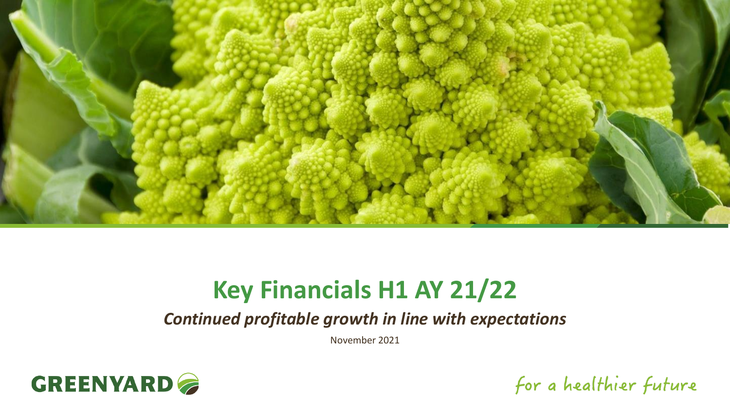# Key Financials H1 AY 21/22

*Continued profitable growth in line with expectations*

November 2021

GREENYARD

for a healthier future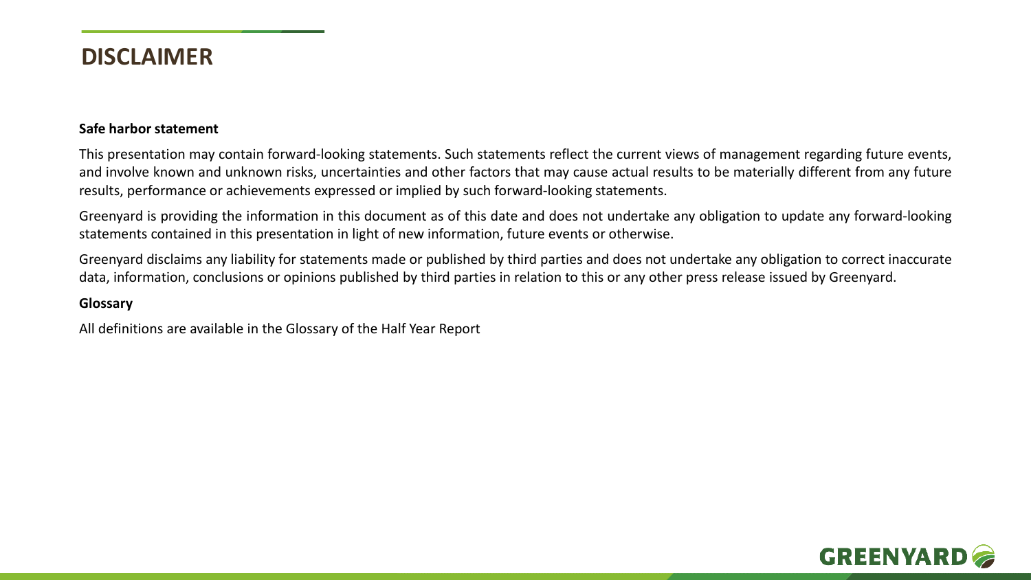# DISCLAIMER

**Safe harbor statement**

This presentation may contain forward-looking statements. Such statements reflect the current views of management regarding future events, and involve known and unknown risks, uncertainties and other factors that may cause actual results to be materially different from any future results, performance or achievements expressed or implied by such forward-looking statements.

Greenyard is providing the information in this document as of this date and does not undertake any obligation to update any forward-looking statements contained in this presentation in light of new information, future events or otherwise.

Greenyard disclaims any liability for statements made or published by third parties and does not undertake any obligation to correct inaccurate data, information, conclusions or opinions published by third parties in relation to this or any other press release issued by Greenyard.

**Glossary**

All definitions are available in the Glossary of the Half Year Report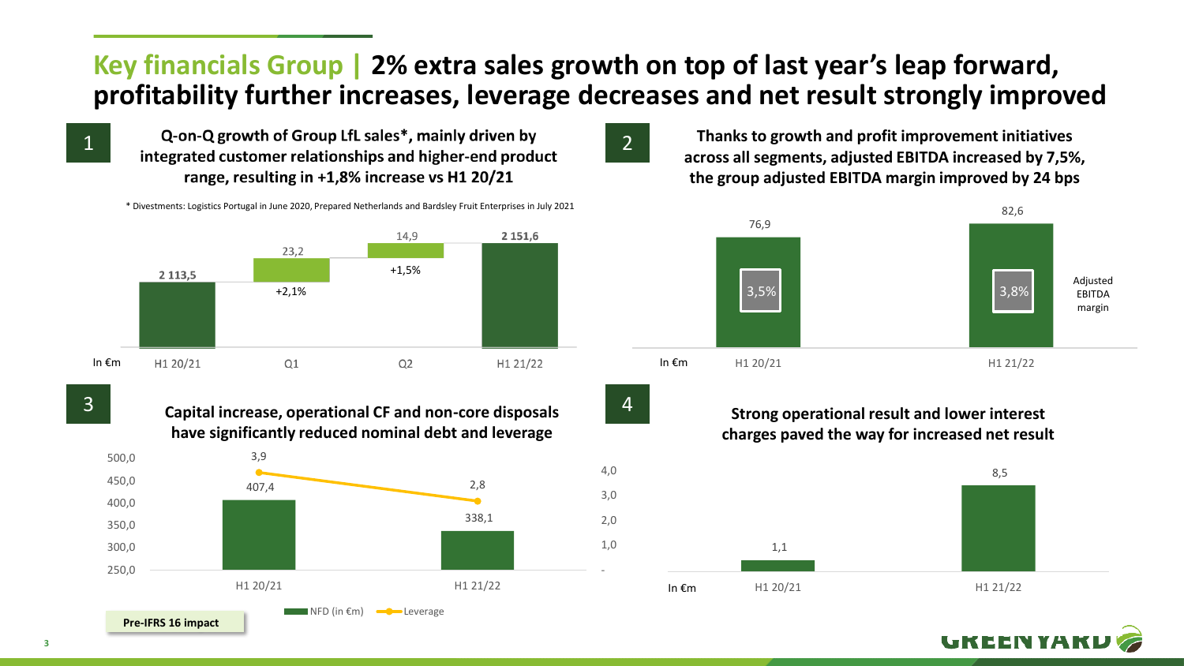# Key financials Group | 2% extra sales growth on top of last year's leap forward, profitability further increases, leverage decreases and net result strongly improved

## 1

**Q-on-Q growth of Group LfL sales*, mainly driven by integrated customer relationships and higher-end product range, resulting in +1,8% increase vs H1 20/21**

\* Divestments: Logistics Portugal in June 2020, Prepared Netherlands and Bardsley Fruit Enterprises in July 2021

In €m

| | H1 20/21 | Q1 | Q2 | H1 21/22 |
|---|---|---|---|---|
| Value | 2 113,5 | 23,2 | 14,9 | 2 151,6 |
| Growth | | +2,1% | +1,5% | |

## 2

**Thanks to growth and profit improvement initiatives across all segments, adjusted EBITDA increased by 7,5%, the group adjusted EBITDA margin improved by 24 bps**

In €m

| | H1 20/21 | H1 21/22 |
|---|---|---|
| Adjusted EBITDA | 76,9 | 82,6 |
| Adjusted EBITDA margin | 3,5% | 3,8% |

## 3

**Capital increase, operational CF and non-core disposals have significantly reduced nominal debt and leverage**

| | H1 20/21 | H1 21/22 |
|---|---|---|
| NFD (in €m) | 407,4 | 338,1 |
| Leverage | 3,9 | 2,8 |

**Pre-IFRS 16 impact**

## 4

**Strong operational result and lower interest charges paved the way for increased net result**

In €m

| | H1 20/21 | H1 21/22 |
|---|---|---|
| Net result | 1,1 | 8,5 |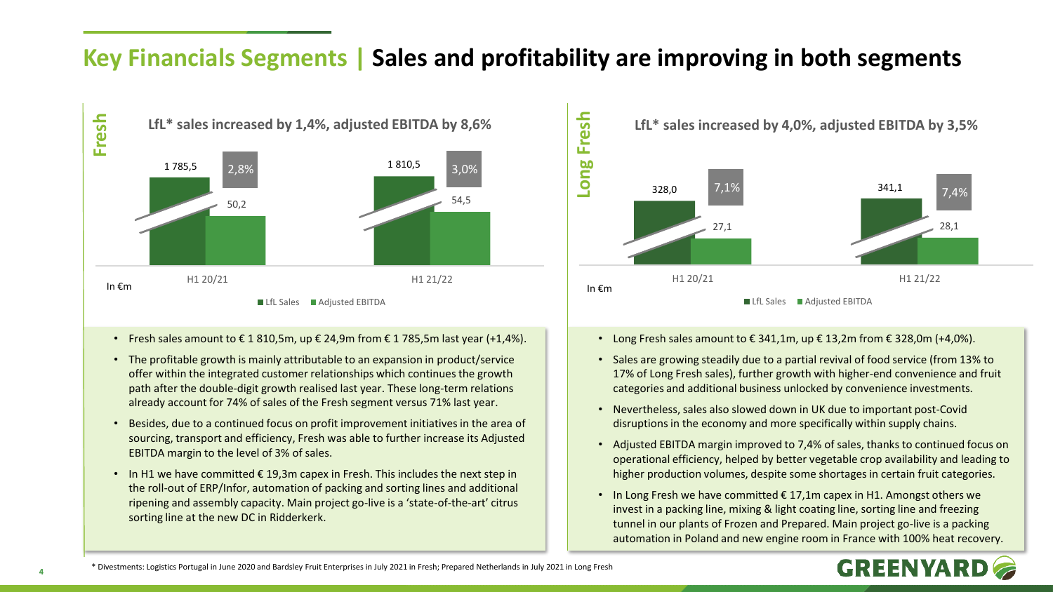# Key Financials Segments | Sales and profitability are improving in both segments

## Fresh

### LfL* sales increased by 1,4%, adjusted EBITDA by 8,6%

In €m

| | H1 20/21 | H1 21/22 |
|---|---|---|
| LfL Sales | 1 785,5 | 1 810,5 |
| Adjusted EBITDA | 50,2 | 54,5 |
| Adjusted EBITDA margin | 2,8% | 3,0% |

- Fresh sales amount to € 1 810,5m, up € 24,9m from € 1 785,5m last year (+1,4%).
- The profitable growth is mainly attributable to an expansion in product/service offer within the integrated customer relationships which continues the growth path after the double-digit growth realised last year. These long-term relations already account for 74% of sales of the Fresh segment versus 71% last year.
- Besides, due to a continued focus on profit improvement initiatives in the area of sourcing, transport and efficiency, Fresh was able to further increase its Adjusted EBITDA margin to the level of 3% of sales.
- In H1 we have committed € 19,3m capex in Fresh. This includes the next step in the roll-out of ERP/Infor, automation of packing and sorting lines and additional ripening and assembly capacity. Main project go-live is a 'state-of-the-art' citrus sorting line at the new DC in Ridderkerk.

## Long Fresh

### LfL* sales increased by 4,0%, adjusted EBITDA by 3,5%

In €m

| | H1 20/21 | H1 21/22 |
|---|---|---|
| LfL Sales | 328,0 | 341,1 |
| Adjusted EBITDA | 27,1 | 28,1 |
| Adjusted EBITDA margin | 7,1% | 7,4% |

- Long Fresh sales amount to € 341,1m, up € 13,2m from € 328,0m (+4,0%).
- Sales are growing steadily due to a partial revival of food service (from 13% to 17% of Long Fresh sales), further growth with higher-end convenience and fruit categories and additional business unlocked by convenience investments.
- Nevertheless, sales also slowed down in UK due to important post-Covid disruptions in the economy and more specifically within supply chains.
- Adjusted EBITDA margin improved to 7,4% of sales, thanks to continued focus on operational efficiency, helped by better vegetable crop availability and leading to higher production volumes, despite some shortages in certain fruit categories.
- In Long Fresh we have committed € 17,1m capex in H1. Amongst others we invest in a packing line, mixing & light coating line, sorting line and freezing tunnel in our plants of Frozen and Prepared. Main project go-live is a packing automation in Poland and new engine room in France with 100% heat recovery.

\* Divestments: Logistics Portugal in June 2020 and Bardsley Fruit Enterprises in July 2021 in Fresh; Prepared Netherlands in July 2021 in Long Fresh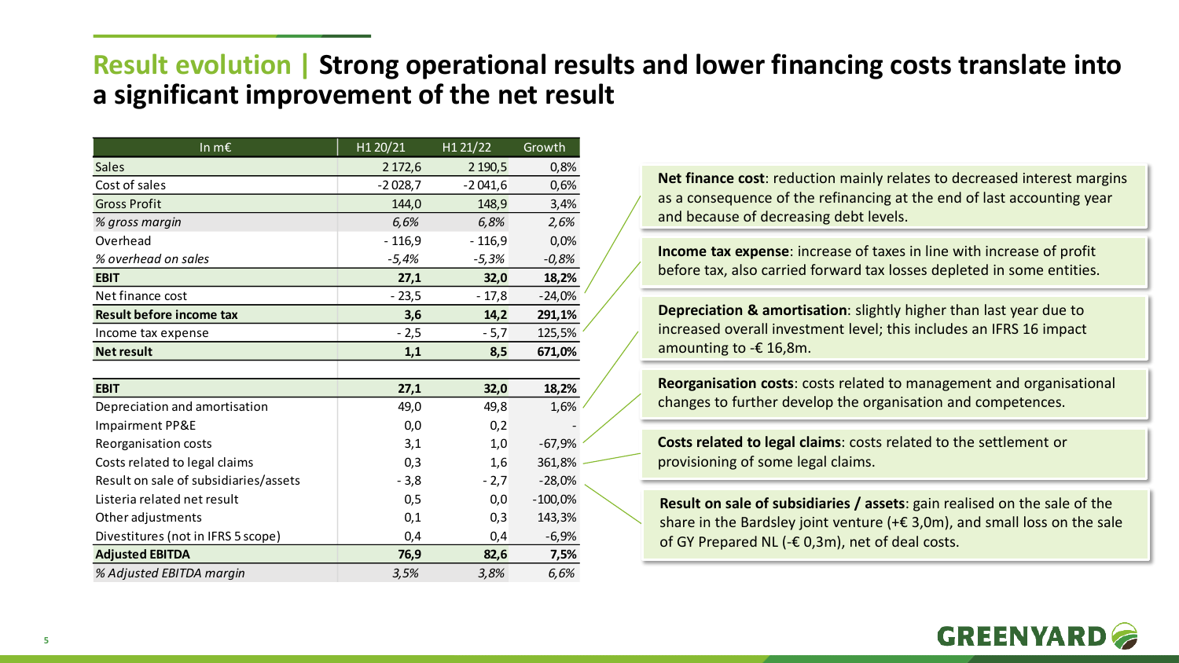# Result evolution | Strong operational results and lower financing costs translate into a significant improvement of the net result

| In m€ | H1 20/21 | H1 21/22 | Growth |
|---|---|---|---|
| Sales | 2 172,6 | 2 190,5 | 0,8% |
| Cost of sales | -2 028,7 | -2 041,6 | 0,6% |
| Gross Profit | 144,0 | 148,9 | 3,4% |
| *% gross margin* | *6,6%* | *6,8%* | *2,6%* |
| Overhead | - 116,9 | - 116,9 | 0,0% |
| *% overhead on sales* | *-5,4%* | *-5,3%* | *-0,8%* |
| **EBIT** | **27,1** | **32,0** | **18,2%** |
| Net finance cost | - 23,5 | - 17,8 | -24,0% |
| **Result before income tax** | **3,6** | **14,2** | **291,1%** |
| Income tax expense | - 2,5 | - 5,7 | 125,5% |
| **Net result** | **1,1** | **8,5** | **671,0%** |
| | | | |
| **EBIT** | **27,1** | **32,0** | **18,2%** |
| Depreciation and amortisation | 49,0 | 49,8 | 1,6% |
| Impairment PP&E | 0,0 | 0,2 | - |
| Reorganisation costs | 3,1 | 1,0 | -67,9% |
| Costs related to legal claims | 0,3 | 1,6 | 361,8% |
| Result on sale of subsidiaries/assets | - 3,8 | - 2,7 | -28,0% |
| Listeria related net result | 0,5 | 0,0 | -100,0% |
| Other adjustments | 0,1 | 0,3 | 143,3% |
| Divestitures (not in IFRS 5 scope) | 0,4 | 0,4 | -6,9% |
| **Adjusted EBITDA** | **76,9** | **82,6** | **7,5%** |
| *% Adjusted EBITDA margin* | *3,5%* | *3,8%* | *6,6%* |

**Net finance cost**: reduction mainly relates to decreased interest margins as a consequence of the refinancing at the end of last accounting year and because of decreasing debt levels.

**Income tax expense**: increase of taxes in line with increase of profit before tax, also carried forward tax losses depleted in some entities.

**Depreciation & amortisation**: slightly higher than last year due to increased overall investment level; this includes an IFRS 16 impact amounting to -€ 16,8m.

**Reorganisation costs**: costs related to management and organisational changes to further develop the organisation and competences.

**Costs related to legal claims**: costs related to the settlement or provisioning of some legal claims.

**Result on sale of subsidiaries / assets**: gain realised on the sale of the share in the Bardsley joint venture (+€ 3,0m), and small loss on the sale of GY Prepared NL (-€ 0,3m), net of deal costs.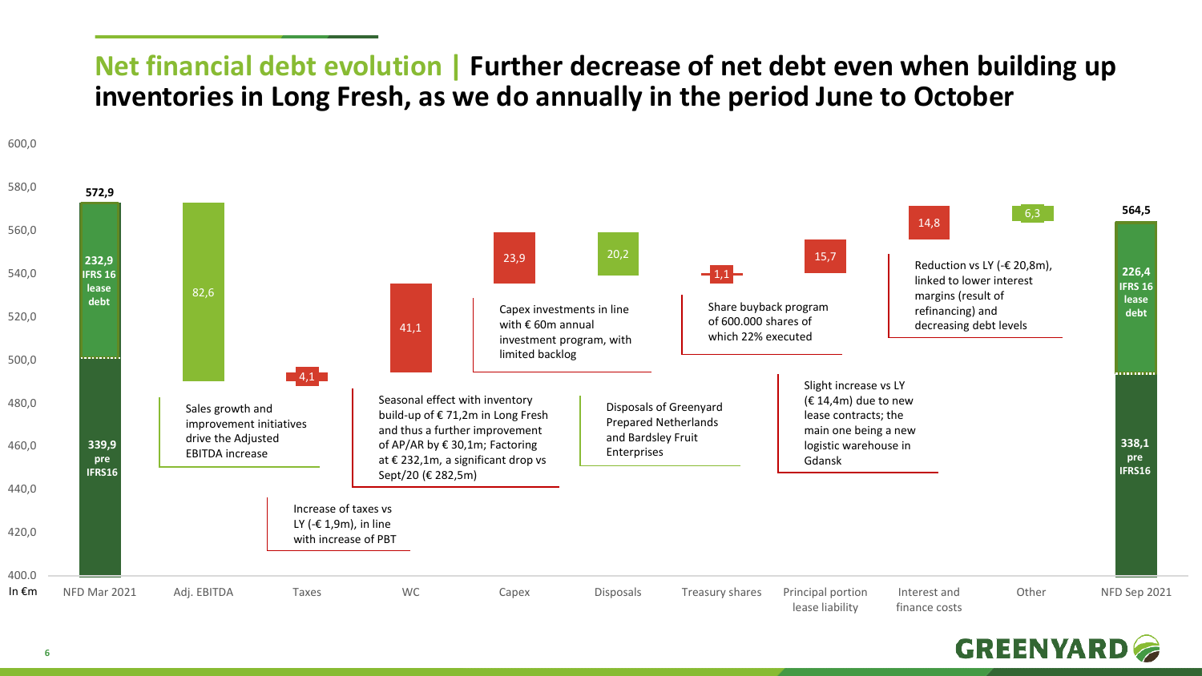# Net financial debt evolution | Further decrease of net debt even when building up inventories in Long Fresh, as we do annually in the period June to October

In €m

| Item | Value (€m) | Comment |
| --- | --- | --- |
| NFD Mar 2021 | 572,9 | 232,9 IFRS 16 lease debt; 339,9 pre IFRS16 |
| Adj. EBITDA | 82,6 | Sales growth and improvement initiatives drive the Adjusted EBITDA increase |
| Taxes | 4,1 | Increase of taxes vs LY (-€ 1,9m), in line with increase of PBT |
| WC | 41,1 | Seasonal effect with inventory build-up of € 71,2m in Long Fresh and thus a further improvement of AP/AR by € 30,1m; Factoring at € 232,1m, a significant drop vs Sept/20 (€ 282,5m) |
| Capex | 23,9 | Capex investments in line with € 60m annual investment program, with limited backlog |
| Disposals | 20,2 | Disposals of Greenyard Prepared Netherlands and Bardsley Fruit Enterprises |
| Treasury shares | 1,1 | Share buyback program of 600.000 shares of which 22% executed |
| Principal portion lease liability | 15,7 | Slight increase vs LY (€ 14,4m) due to new lease contracts; the main one being a new logistic warehouse in Gdansk |
| Interest and finance costs | 14,8 | Reduction vs LY (-€ 20,8m), linked to lower interest margins (result of refinancing) and decreasing debt levels |
| Other | 6,3 | |
| NFD Sep 2021 | 564,5 | 226,4 IFRS 16 lease debt; 338,1 pre IFRS16 |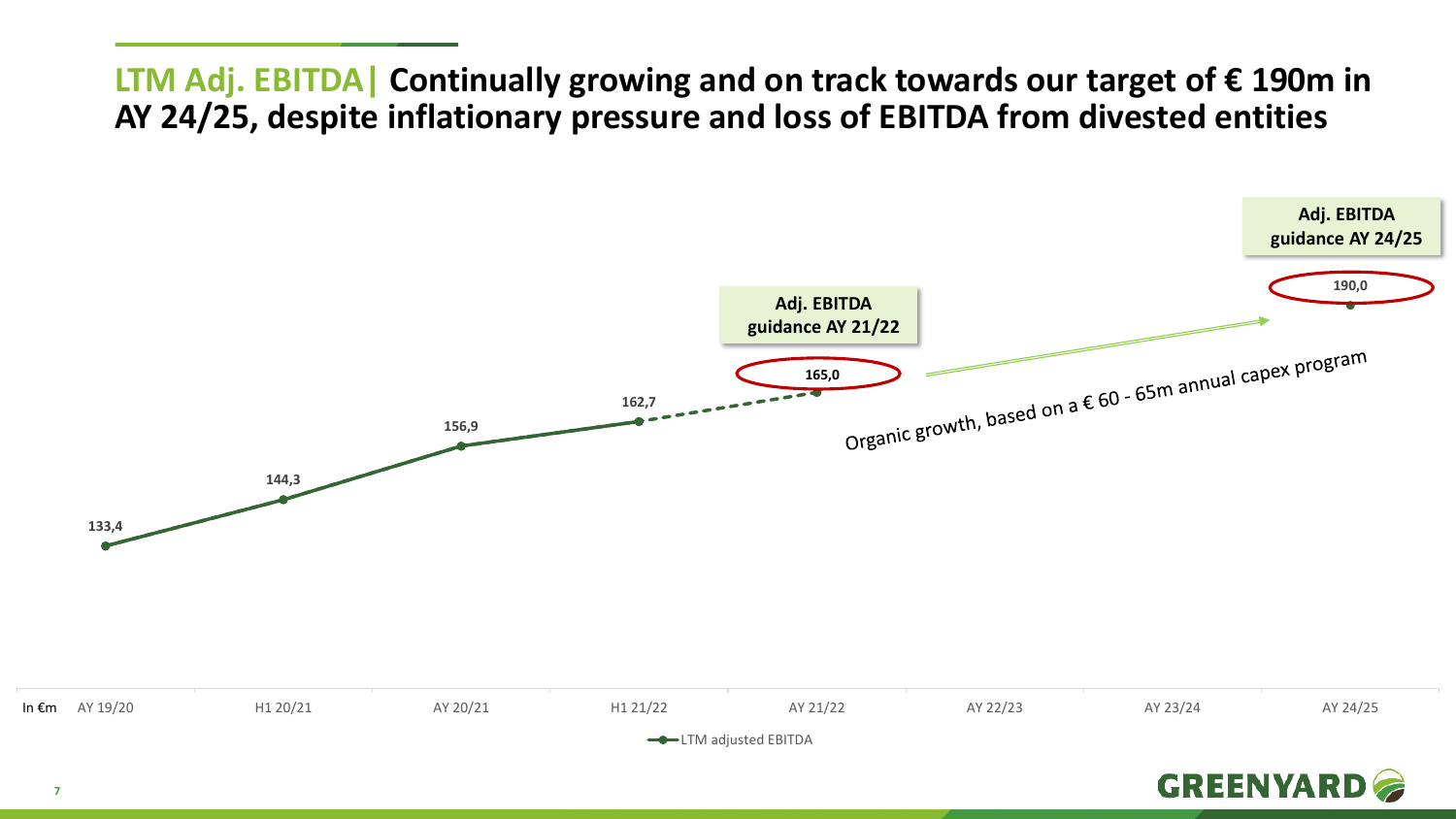## LTM Adj. EBITDA| Continually growing and on track towards our target of € 190m in AY 24/25, despite inflationary pressure and loss of EBITDA from divested entities

In €m

| | AY 19/20 | H1 20/21 | AY 20/21 | H1 21/22 | AY 21/22 | AY 22/23 | AY 23/24 | AY 24/25 |
|---|---|---|---|---|---|---|---|---|
| LTM adjusted EBITDA | 133,4 | 144,3 | 156,9 | 162,7 | 165,0 | | | 190,0 |

Adj. EBITDA guidance AY 21/22: 165,0

Adj. EBITDA guidance AY 24/25: 190,0

Organic growth, based on a € 60 - 65m annual capex program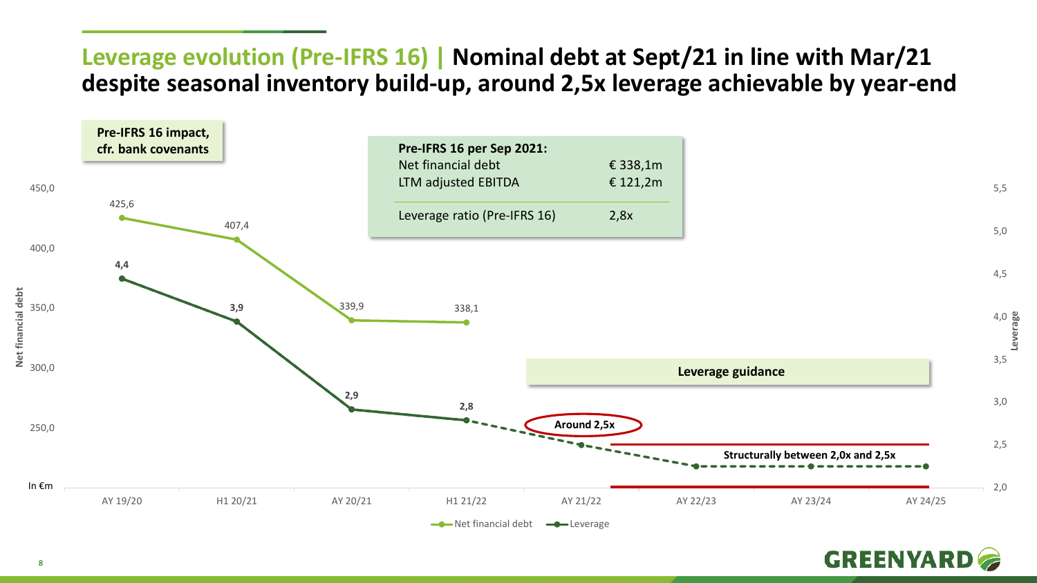# Leverage evolution (Pre-IFRS 16) | Nominal debt at Sept/21 in line with Mar/21 despite seasonal inventory build-up, around 2,5x leverage achievable by year-end

**Pre-IFRS 16 impact, cfr. bank covenants**

| **Pre-IFRS 16 per Sep 2021:** | |
|---|---|
| Net financial debt | € 338,1m |
| LTM adjusted EBITDA | € 121,2m |
| Leverage ratio (Pre-IFRS 16) | 2,8x |

In €m

Net financial debt

Leverage

450,0
400,0
350,0
300,0
250,0

5,5
5,0
4,5
4,0
3,5
3,0
2,5
2,0

425,6
407,4
339,9
338,1

4,4
3,9
2,9
2,8

AY 19/20
H1 20/21
AY 20/21
H1 21/22
AY 21/22
AY 22/23
AY 23/24
AY 24/25

**Leverage guidance**

**Around 2,5x**

**Structurally between 2,0x and 2,5x**

Net financial debt
Leverage